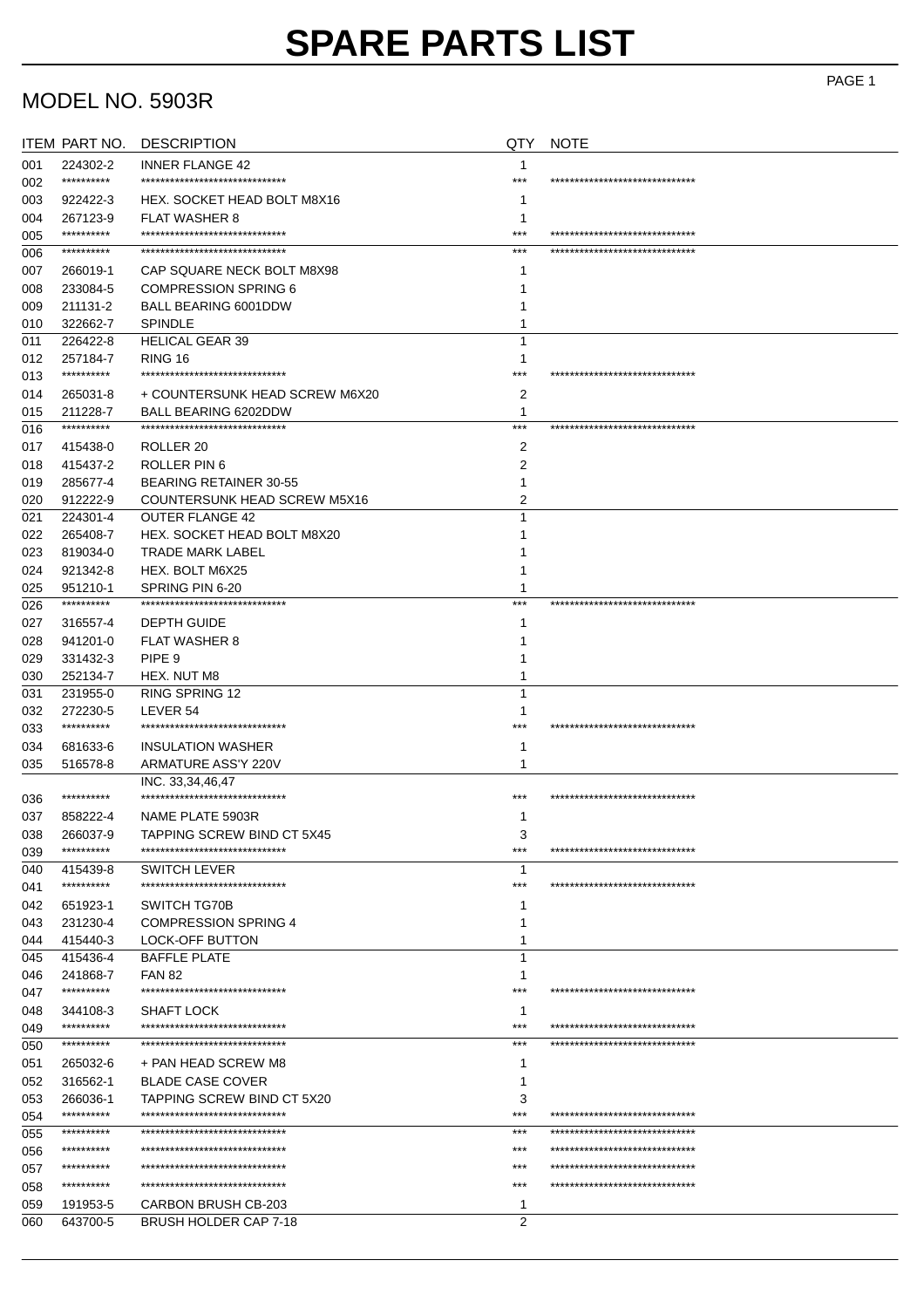# SPARE PARTS LIST

## MODEL NO. 5903R

| ITEM | PART NO. | DESCRIPTION | QTY | NOTE |
|---|---|---|---|---|
| 001 | 224302-2 | INNER FLANGE 42 | 1 | |
| 002 | ********** | ****************************** | *** | ****************************** |
| 003 | 922422-3 | HEX. SOCKET HEAD BOLT M8X16 | 1 | |
| 004 | 267123-9 | FLAT WASHER 8 | 1 | |
| 005 | ********** | ****************************** | *** | ****************************** |
| 006 | ********** | ****************************** | *** | ****************************** |
| 007 | 266019-1 | CAP SQUARE NECK BOLT M8X98 | 1 | |
| 008 | 233084-5 | COMPRESSION SPRING 6 | 1 | |
| 009 | 211131-2 | BALL BEARING 6001DDW | 1 | |
| 010 | 322662-7 | SPINDLE | 1 | |
| 011 | 226422-8 | HELICAL GEAR 39 | 1 | |
| 012 | 257184-7 | RING 16 | 1 | |
| 013 | ********** | ****************************** | *** | ****************************** |
| 014 | 265031-8 | + COUNTERSUNK HEAD SCREW M6X20 | 2 | |
| 015 | 211228-7 | BALL BEARING 6202DDW | 1 | |
| 016 | ********** | ****************************** | *** | ****************************** |
| 017 | 415438-0 | ROLLER 20 | 2 | |
| 018 | 415437-2 | ROLLER PIN 6 | 2 | |
| 019 | 285677-4 | BEARING RETAINER 30-55 | 1 | |
| 020 | 912222-9 | COUNTERSUNK HEAD SCREW M5X16 | 2 | |
| 021 | 224301-4 | OUTER FLANGE 42 | 1 | |
| 022 | 265408-7 | HEX. SOCKET HEAD BOLT M8X20 | 1 | |
| 023 | 819034-0 | TRADE MARK LABEL | 1 | |
| 024 | 921342-8 | HEX. BOLT M6X25 | 1 | |
| 025 | 951210-1 | SPRING PIN 6-20 | 1 | |
| 026 | ********** | ****************************** | *** | ****************************** |
| 027 | 316557-4 | DEPTH GUIDE | 1 | |
| 028 | 941201-0 | FLAT WASHER 8 | 1 | |
| 029 | 331432-3 | PIPE 9 | 1 | |
| 030 | 252134-7 | HEX. NUT M8 | 1 | |
| 031 | 231955-0 | RING SPRING 12 | 1 | |
| 032 | 272230-5 | LEVER 54 | 1 | |
| 033 | ********** | ****************************** | *** | ****************************** |
| 034 | 681633-6 | INSULATION WASHER | 1 | |
| 035 | 516578-8 | ARMATURE ASS'Y 220V<br>INC. 33,34,46,47 | 1 | |
| 036 | ********** | ****************************** | *** | ****************************** |
| 037 | 858222-4 | NAME PLATE 5903R | 1 | |
| 038 | 266037-9 | TAPPING SCREW BIND CT 5X45 | 3 | |
| 039 | ********** | ****************************** | *** | ****************************** |
| 040 | 415439-8 | SWITCH LEVER | 1 | |
| 041 | ********** | ****************************** | *** | ****************************** |
| 042 | 651923-1 | SWITCH TG70B | 1 | |
| 043 | 231230-4 | COMPRESSION SPRING 4 | 1 | |
| 044 | 415440-3 | LOCK-OFF BUTTON | 1 | |
| 045 | 415436-4 | BAFFLE PLATE | 1 | |
| 046 | 241868-7 | FAN 82 | 1 | |
| 047 | ********** | ****************************** | *** | ****************************** |
| 048 | 344108-3 | SHAFT LOCK | 1 | |
| 049 | ********** | ****************************** | *** | ****************************** |
| 050 | ********** | ****************************** | *** | ****************************** |
| 051 | 265032-6 | + PAN HEAD SCREW M8 | 1 | |
| 052 | 316562-1 | BLADE CASE COVER | 1 | |
| 053 | 266036-1 | TAPPING SCREW BIND CT 5X20 | 3 | |
| 054 | ********** | ****************************** | *** | ****************************** |
| 055 | ********** | ****************************** | *** | ****************************** |
| 056 | ********** | ****************************** | *** | ****************************** |
| 057 | ********** | ****************************** | *** | ****************************** |
| 058 | ********** | ****************************** | *** | ****************************** |
| 059 | 191953-5 | CARBON BRUSH CB-203 | 1 | |
| 060 | 643700-5 | BRUSH HOLDER CAP 7-18 | 2 | |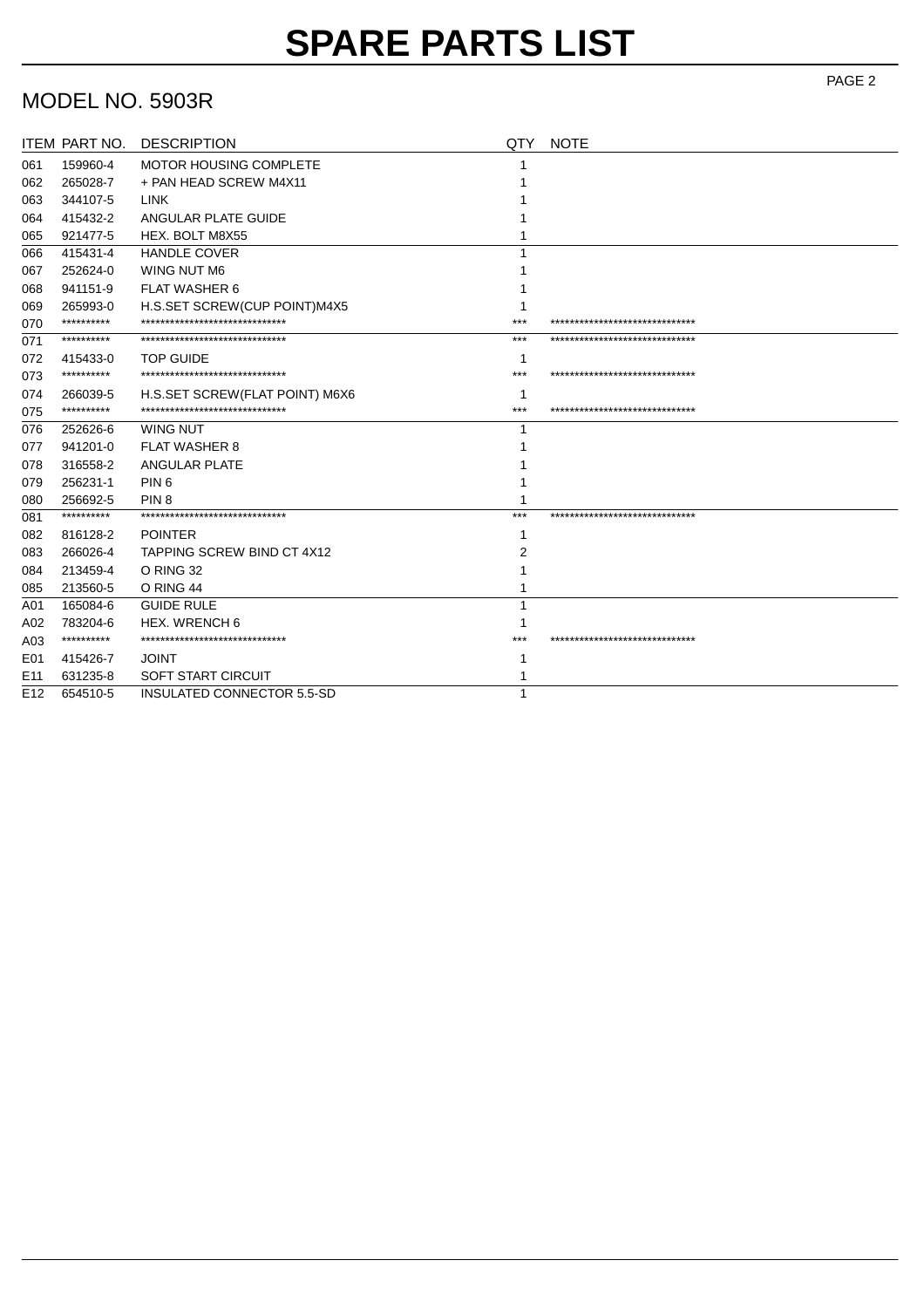# SPARE PARTS LIST

## MODEL NO. 5903R

| ITEM | PART NO. | DESCRIPTION | QTY | NOTE |
|---|---|---|---|---|
| 061 | 159960-4 | MOTOR HOUSING COMPLETE | 1 | |
| 062 | 265028-7 | + PAN HEAD SCREW M4X11 | 1 | |
| 063 | 344107-5 | LINK | 1 | |
| 064 | 415432-2 | ANGULAR PLATE GUIDE | 1 | |
| 065 | 921477-5 | HEX. BOLT M8X55 | 1 | |
| 066 | 415431-4 | HANDLE COVER | 1 | |
| 067 | 252624-0 | WING NUT M6 | 1 | |
| 068 | 941151-9 | FLAT WASHER 6 | 1 | |
| 069 | 265993-0 | H.S.SET SCREW(CUP POINT)M4X5 | 1 | |
| 070 | ********** | ****************************** | *** | ****************************** |
| 071 | ********** | ****************************** | *** | ****************************** |
| 072 | 415433-0 | TOP GUIDE | 1 | |
| 073 | ********** | ****************************** | *** | ****************************** |
| 074 | 266039-5 | H.S.SET SCREW(FLAT POINT) M6X6 | 1 | |
| 075 | ********** | ****************************** | *** | ****************************** |
| 076 | 252626-6 | WING NUT | 1 | |
| 077 | 941201-0 | FLAT WASHER 8 | 1 | |
| 078 | 316558-2 | ANGULAR PLATE | 1 | |
| 079 | 256231-1 | PIN 6 | 1 | |
| 080 | 256692-5 | PIN 8 | 1 | |
| 081 | ********** | ****************************** | *** | ****************************** |
| 082 | 816128-2 | POINTER | 1 | |
| 083 | 266026-4 | TAPPING SCREW BIND CT 4X12 | 2 | |
| 084 | 213459-4 | O RING 32 | 1 | |
| 085 | 213560-5 | O RING 44 | 1 | |
| A01 | 165084-6 | GUIDE RULE | 1 | |
| A02 | 783204-6 | HEX. WRENCH 6 | 1 | |
| A03 | ********** | ****************************** | *** | ****************************** |
| E01 | 415426-7 | JOINT | 1 | |
| E11 | 631235-8 | SOFT START CIRCUIT | 1 | |
| E12 | 654510-5 | INSULATED CONNECTOR 5.5-SD | 1 | |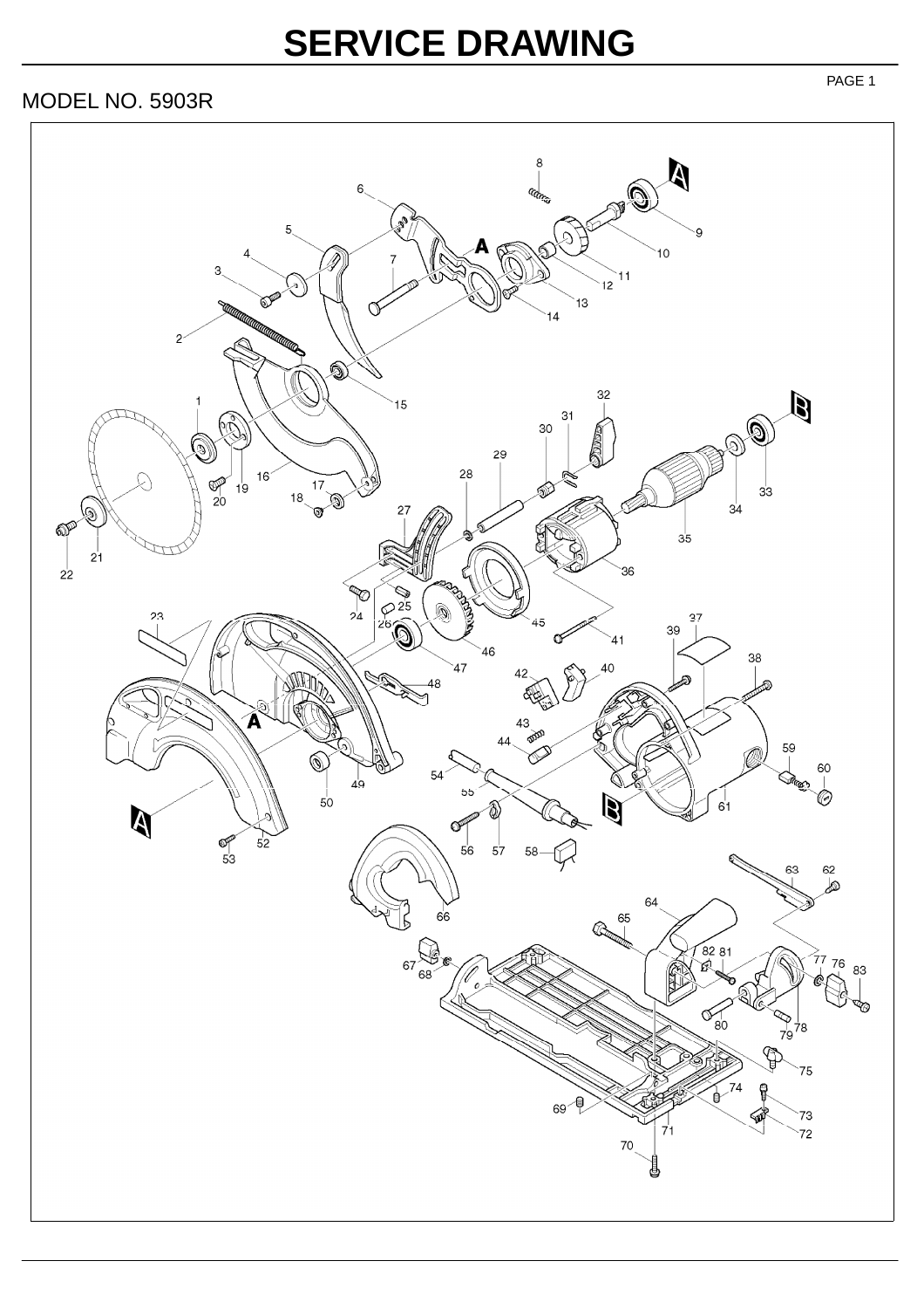# SERVICE DRAWING

MODEL NO. 5903R

1 2 3 4 5 6 7 8 9 10 11 12 13 14 15 16 17 18 19 20 21 22 23 24 25 26 27 28 29 30 31 32 33 34 35 36 37 38 39 40 41 42 43 44 45 46 47 48 49 50 52 53 54 55 56 57 58 59 60 61 62 63 64 65 66 67 68 69 70 71 72 73 74 75 76 77 78 79 80 81 82 83

A A A B B